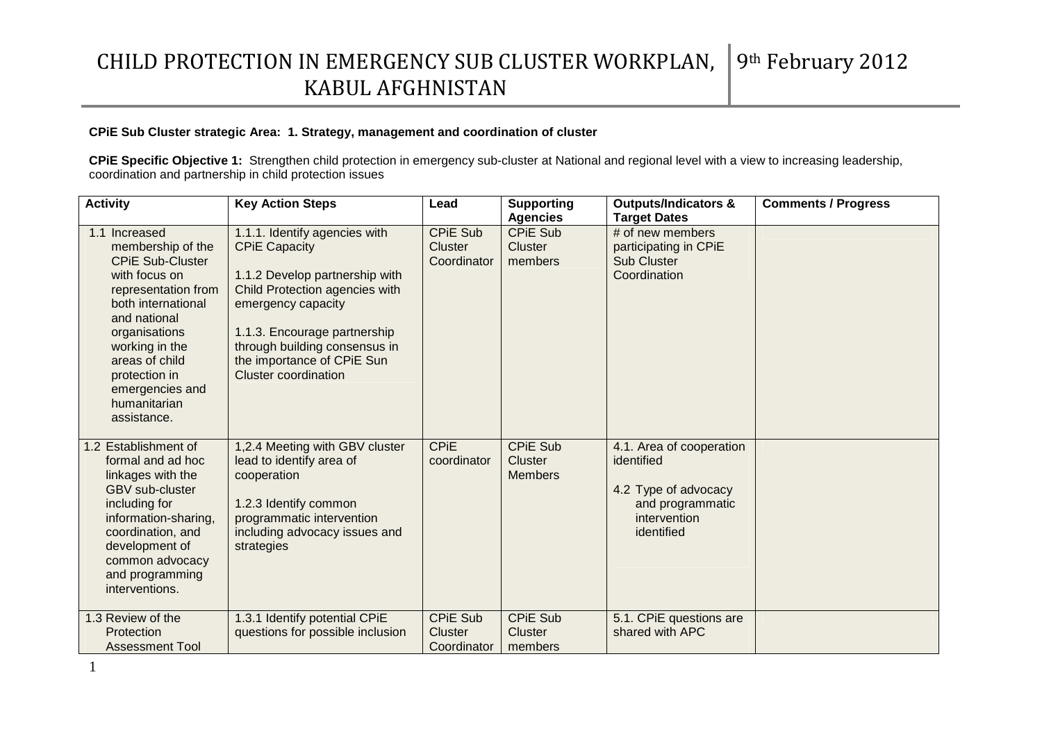# CHILD PROTECTION IN EMERGENCY SUB CLUSTER WORKPLAN, KABUL AFGHNISTAN

9th February 2012

**CPiE Sub Cluster strategic Area: 1. Strategy, management and coordination of cluster**

**CPiE Specific Objective 1:** Strengthen child protection in emergency sub-cluster at National and regional level with a view to increasing leadership, coordination and partnership in child protection issues

| Activity | Key Action Steps | Lead | Supporting Agencies | Outputs/Indicators & Target Dates | Comments / Progress |
|---|---|---|---|---|---|
| 1.1 Increased membership of the CPiE Sub-Cluster with focus on representation from both international and national organisations working in the areas of child protection in emergencies and humanitarian assistance. | 1.1.1. Identify agencies with CPiE Capacity<br><br>1.1.2 Develop partnership with Child Protection agencies with emergency capacity<br><br>1.1.3. Encourage partnership through building consensus in the importance of CPiE Sun Cluster coordination | CPiE Sub Cluster Coordinator | CPiE Sub Cluster members | # of new members participating in CPiE Sub Cluster Coordination | |
| 1.2 Establishment of formal and ad hoc linkages with the GBV sub-cluster including for information-sharing, coordination, and development of common advocacy and programming interventions. | 1,2.4 Meeting with GBV cluster lead to identify area of cooperation<br><br>1.2.3 Identify common programmatic intervention including advocacy issues and strategies | CPiE coordinator | CPiE Sub Cluster Members | 4.1. Area of cooperation identified<br><br>4.2 Type of advocacy and programmatic intervention identified | |
| 1.3 Review of the Protection Assessment Tool | 1.3.1 Identify potential CPiE questions for possible inclusion | CPiE Sub Cluster Coordinator | CPiE Sub Cluster members | 5.1. CPiE questions are shared with APC | |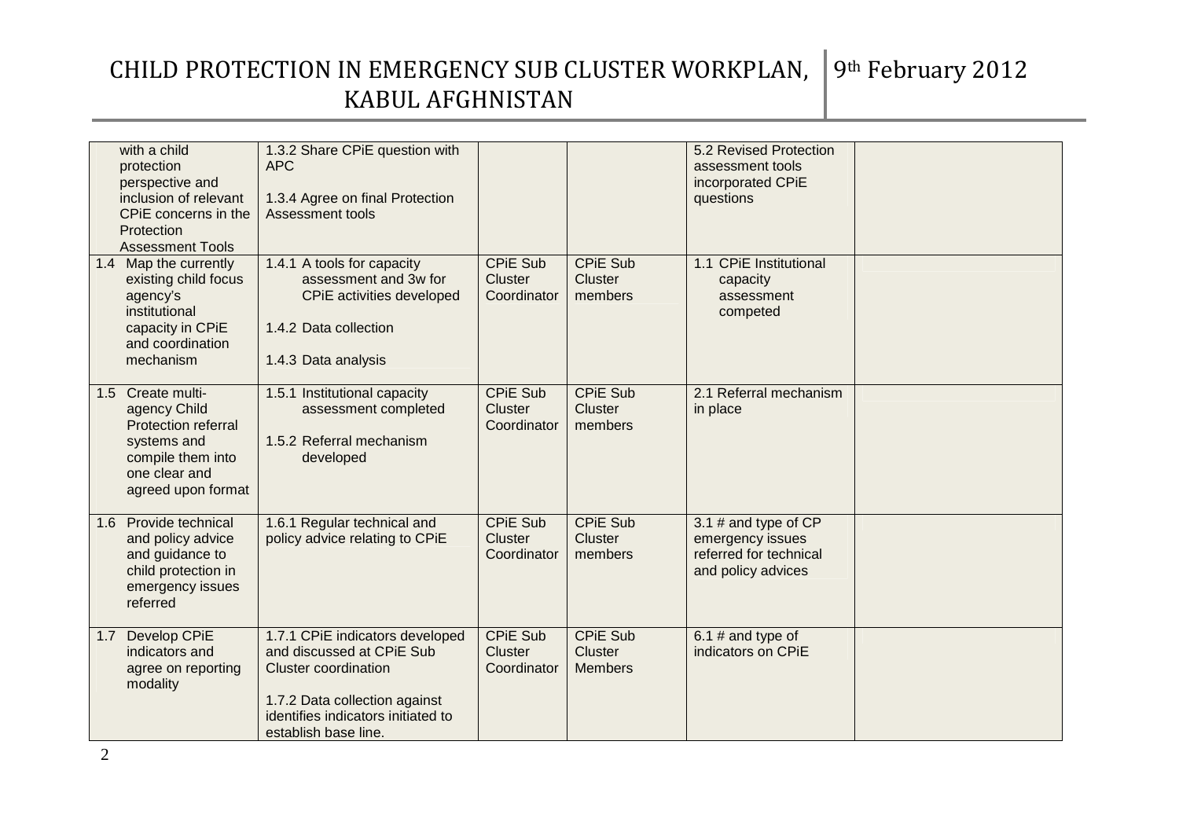| | | | | | |
|---|---|---|---|---|---|
| with a child protection perspective and inclusion of relevant CPiE concerns in the Protection Assessment Tools | 1.3.2 Share CPiE question with APC<br><br>1.3.4 Agree on final Protection Assessment tools | | | 5.2 Revised Protection assessment tools incorporated CPiE questions | |
| 1.4 Map the currently existing child focus agency's institutional capacity in CPiE and coordination mechanism | 1.4.1 A tools for capacity assessment and 3w for CPiE activities developed<br><br>1.4.2 Data collection<br><br>1.4.3 Data analysis | CPiE Sub Cluster Coordinator | CPiE Sub Cluster members | 1.1 CPiE Institutional capacity assessment competed | |
| 1.5 Create multi-agency Child Protection referral systems and compile them into one clear and agreed upon format | 1.5.1 Institutional capacity assessment completed<br><br>1.5.2 Referral mechanism developed | CPiE Sub Cluster Coordinator | CPiE Sub Cluster members | 2.1 Referral mechanism in place | |
| 1.6 Provide technical and policy advice and guidance to child protection in emergency issues referred | 1.6.1 Regular technical and policy advice relating to CPiE | CPiE Sub Cluster Coordinator | CPiE Sub Cluster members | 3.1 # and type of CP emergency issues referred for technical and policy advices | |
| 1.7 Develop CPiE indicators and agree on reporting modality | 1.7.1 CPiE indicators developed and discussed at CPiE Sub Cluster coordination<br><br>1.7.2 Data collection against identifies indicators initiated to establish base line. | CPiE Sub Cluster Coordinator | CPiE Sub Cluster Members | 6.1 # and type of indicators on CPiE | |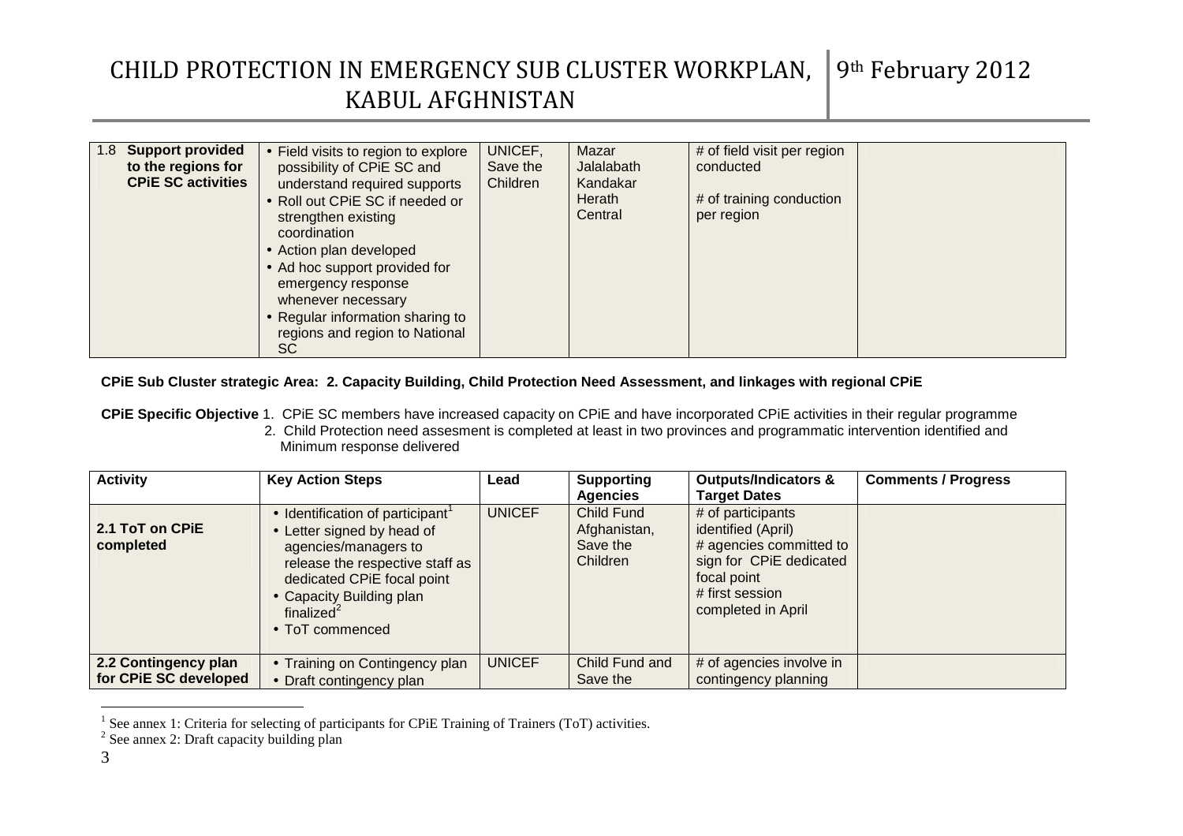| 1.8 **Support provided to the regions for CPiE SC activities** | • Field visits to region to explore possibility of CPiE SC and understand required supports<br>• Roll out CPiE SC if needed or strengthen existing coordination<br>• Action plan developed<br>• Ad hoc support provided for emergency response whenever necessary<br>• Regular information sharing to regions and region to National SC | UNICEF, Save the Children | Mazar<br>Jalalabath<br>Kandakar<br>Herath<br>Central | # of field visit per region conducted<br><br># of training conduction per region | |
|---|---|---|---|---|---|

**CPiE Sub Cluster strategic Area: 2. Capacity Building, Child Protection Need Assessment, and linkages with regional CPiE**

**CPiE Specific Objective** 1. CPiE SC members have increased capacity on CPiE and have incorporated CPiE activities in their regular programme
2. Child Protection need assesment is completed at least in two provinces and programmatic intervention identified and Minimum response delivered

| Activity | Key Action Steps | Lead | Supporting Agencies | Outputs/Indicators & Target Dates | Comments / Progress |
|---|---|---|---|---|---|
| **2.1 ToT on CPiE completed** | • Identification of participant[1]<br>• Letter signed by head of agencies/managers to release the respective staff as dedicated CPiE focal point<br>• Capacity Building plan finalized[2]<br>• ToT commenced | UNICEF | Child Fund Afghanistan, Save the Children | # of participants identified (April)<br># agencies committed to sign for CPiE dedicated focal point<br># first session completed in April | |
| **2.2 Contingency plan for CPiE SC developed** | • Training on Contingency plan<br>• Draft contingency plan | UNICEF | Child Fund and Save the | # of agencies involve in contingency planning | |

[1] See annex 1: Criteria for selecting of participants for CPiE Training of Trainers (ToT) activities.
[2] See annex 2: Draft capacity building plan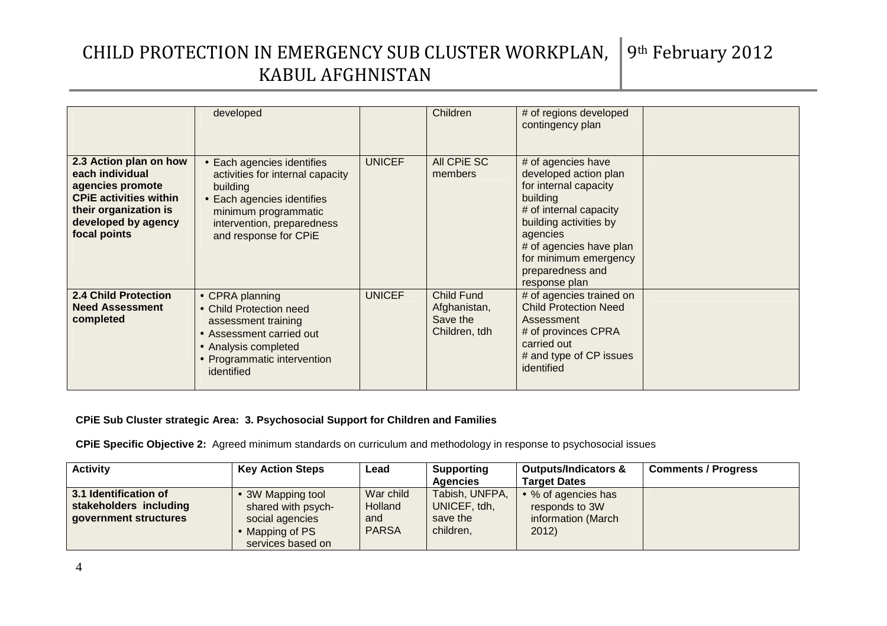| | | | | | |
|---|---|---|---|---|---|
| | developed | | Children | # of regions developed contingency plan | |
| **2.3 Action plan on how each individual agencies promote CPiE activities within their organization is developed by agency focal points** | • Each agencies identifies activities for internal capacity building<br>• Each agencies identifies minimum programmatic intervention, preparedness and response for CPiE | UNICEF | All CPiE SC members | # of agencies have developed action plan for internal capacity building<br># of internal capacity building activities by agencies<br># of agencies have plan for minimum emergency preparedness and response plan | |
| **2.4 Child Protection Need Assessment completed** | • CPRA planning<br>• Child Protection need assessment training<br>• Assessment carried out<br>• Analysis completed<br>• Programmatic intervention identified | UNICEF | Child Fund Afghanistan, Save the Children, tdh | # of agencies trained on Child Protection Need Assessment<br># of provinces CPRA carried out<br># and type of CP issues identified | |

**CPiE Sub Cluster strategic Area: 3. Psychosocial Support for Children and Families**

**CPiE Specific Objective 2:** Agreed minimum standards on curriculum and methodology in response to psychosocial issues

| Activity | Key Action Steps | Lead | Supporting Agencies | Outputs/Indicators & Target Dates | Comments / Progress |
|---|---|---|---|---|---|
| **3.1 Identification of stakeholders including government structures** | • 3W Mapping tool shared with psych-social agencies<br>• Mapping of PS services based on | War child Holland and PARSA | Tabish, UNFPA, UNICEF, tdh, save the children, | • % of agencies has responds to 3W information (March 2012) | |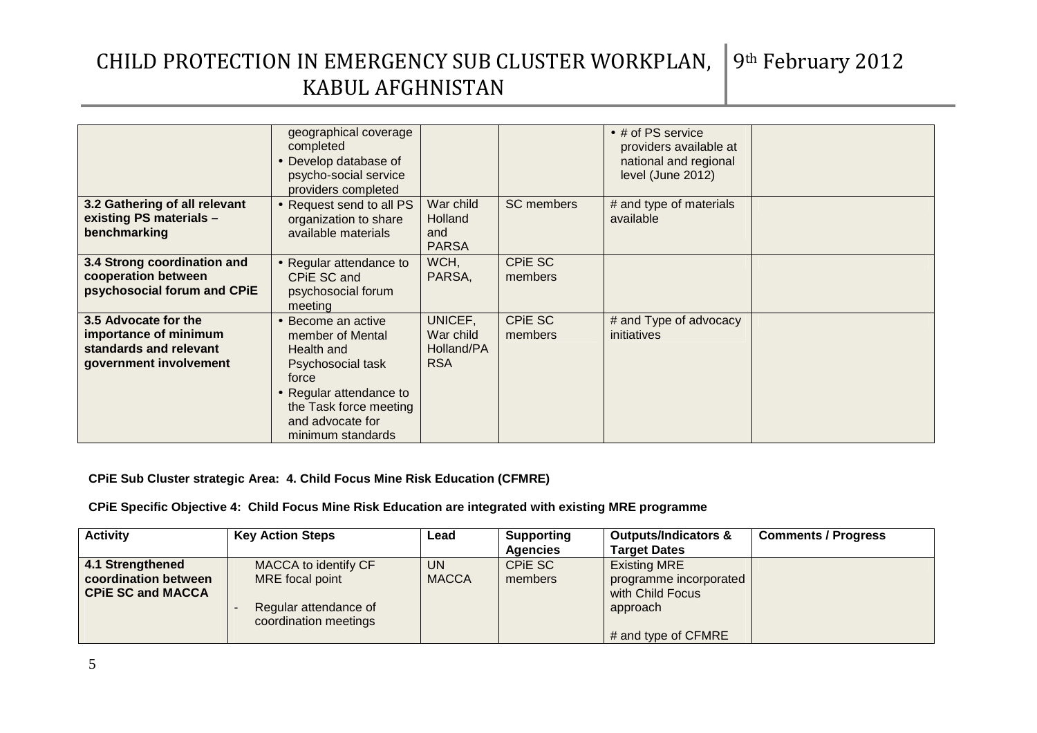| | | | | | |
|---|---|---|---|---|---|
| | geographical coverage completed<br>• Develop database of psycho-social service providers completed | | | • # of PS service providers available at national and regional level (June 2012) | |
| **3.2 Gathering of all relevant existing PS materials – benchmarking** | • Request send to all PS organization to share available materials | War child Holland and PARSA | SC members | # and type of materials available | |
| **3.4 Strong coordination and cooperation between psychosocial forum and CPiE** | • Regular attendance to CPiE SC and psychosocial forum meeting | WCH, PARSA, | CPiE SC members | | |
| **3.5 Advocate for the importance of minimum standards and relevant government involvement** | • Become an active member of Mental Health and Psychosocial task force<br>• Regular attendance to the Task force meeting and advocate for minimum standards | UNICEF, War child Holland/PARSA | CPiE SC members | # and Type of advocacy initiatives | |

**CPiE Sub Cluster strategic Area: 4. Child Focus Mine Risk Education (CFMRE)**

**CPiE Specific Objective 4: Child Focus Mine Risk Education are integrated with existing MRE programme**

| Activity | Key Action Steps | Lead | Supporting Agencies | Outputs/Indicators & Target Dates | Comments / Progress |
|---|---|---|---|---|---|
| **4.1 Strengthened coordination between CPiE SC and MACCA** | MACCA to identify CF MRE focal point<br>- Regular attendance of coordination meetings | UN MACCA | CPiE SC members | Existing MRE programme incorporated with Child Focus approach<br><br># and type of CFMRE | |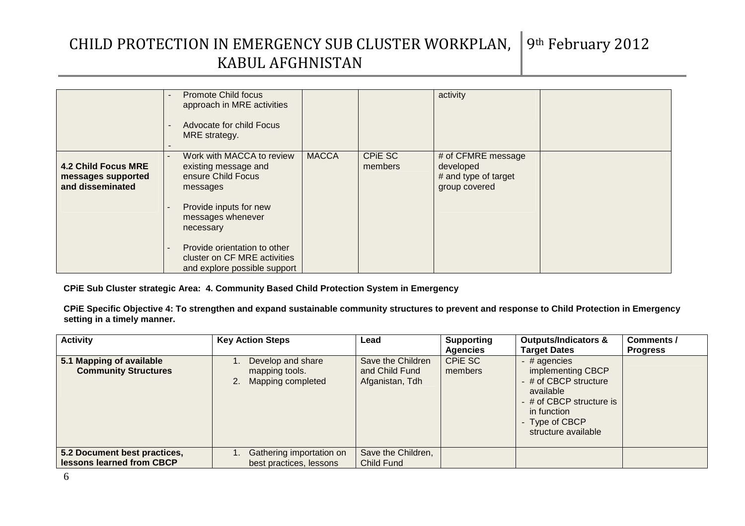| | | | | | |
|---|---|---|---|---|---|
| | - Promote Child focus approach in MRE activities<br><br>- Advocate for child Focus MRE strategy.<br><br>- | | | activity | |
| **4.2 Child Focus MRE messages supported and disseminated** | - Work with MACCA to review existing message and ensure Child Focus messages<br><br>- Provide inputs for new messages whenever necessary<br><br>- Provide orientation to other cluster on CF MRE activities and explore possible support | MACCA | CPiE SC members | # of CFMRE message developed<br># and type of target group covered | |

**CPiE Sub Cluster strategic Area: 4. Community Based Child Protection System in Emergency**

**CPiE Specific Objective 4: To strengthen and expand sustainable community structures to prevent and response to Child Protection in Emergency setting in a timely manner.**

| Activity | Key Action Steps | Lead | Supporting Agencies | Outputs/Indicators & Target Dates | Comments / Progress |
|---|---|---|---|---|---|
| **5.1 Mapping of available Community Structures** | 1. Develop and share mapping tools.<br>2. Mapping completed | Save the Children and Child Fund Afganistan, Tdh | CPiE SC members | - # agencies implementing CBCP<br>- # of CBCP structure available<br>- # of CBCP structure is in function<br>- Type of CBCP structure available | |
| **5.2 Document best practices, lessons learned from CBCP** | 1. Gathering importation on best practices, lessons | Save the Children, Child Fund | | | |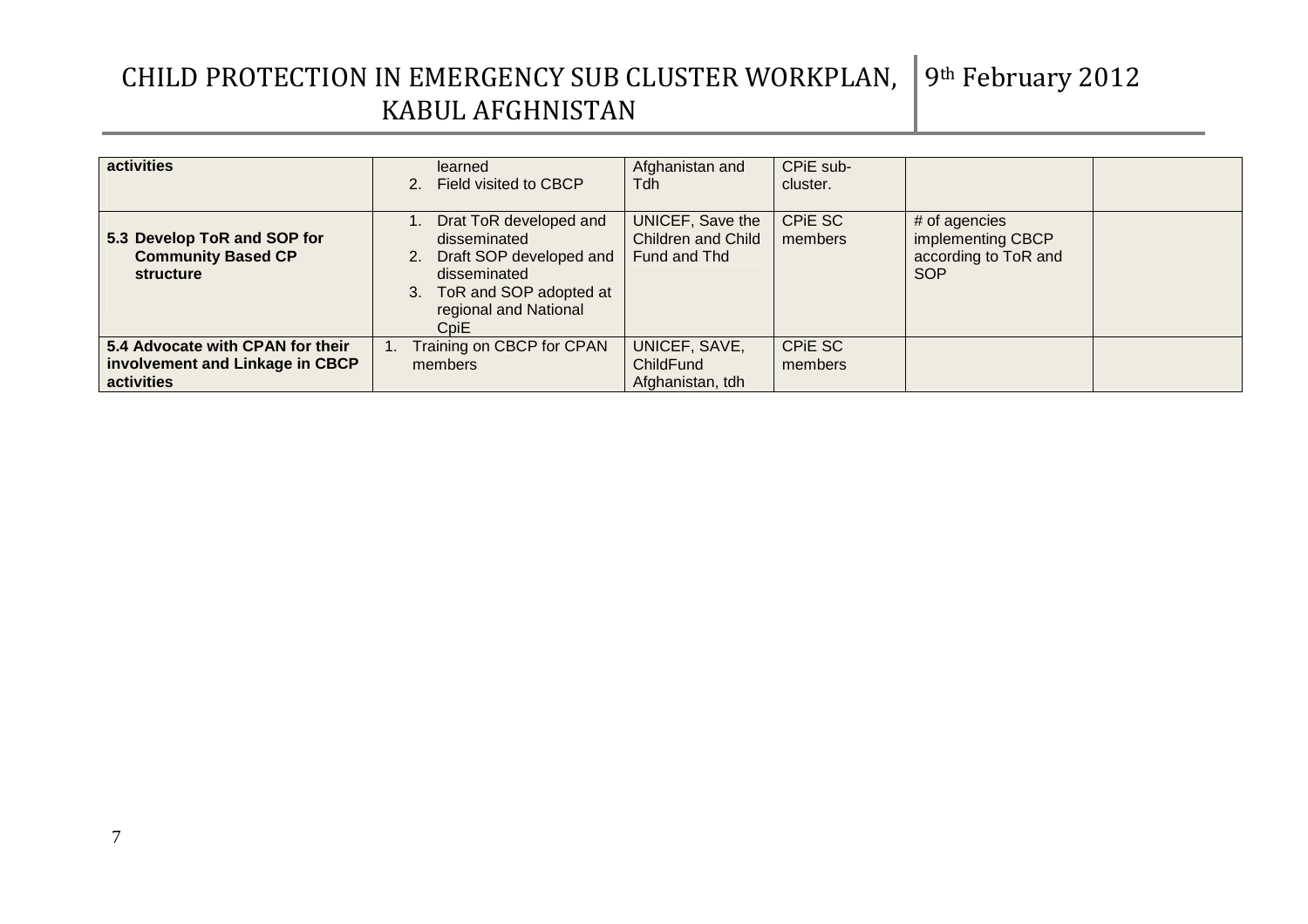| | | | | | |
|---|---|---|---|---|---|
| **activities** | learned<br>2. Field visited to CBCP | Afghanistan and Tdh | CPiE sub-cluster. | | |
| **5.3 Develop ToR and SOP for Community Based CP structure** | 1. Drat ToR developed and disseminated<br>2. Draft SOP developed and disseminated<br>3. ToR and SOP adopted at regional and National CpiE | UNICEF, Save the Children and Child Fund and Thd | CPiE SC members | # of agencies implementing CBCP according to ToR and SOP | |
| **5.4 Advocate with CPAN for their involvement and Linkage in CBCP activities** | 1. Training on CBCP for CPAN members | UNICEF, SAVE, ChildFund Afghanistan, tdh | CPiE SC members | | |